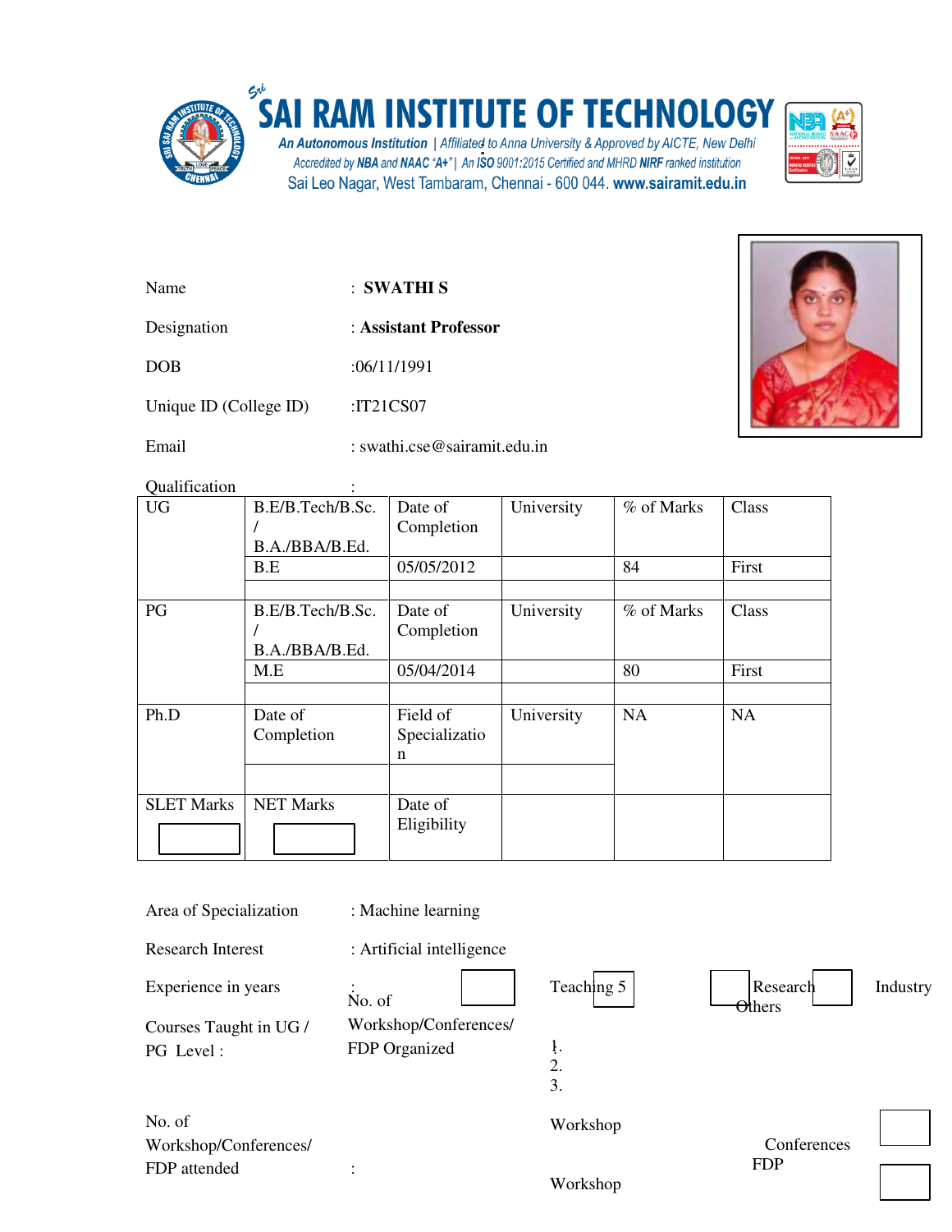# SAI RAM INSTITUTE OF TECHNOLOGY

*An Autonomous Institution* | Affiliated to Anna University & Approved by AICTE, New Delhi
Accredited by **NBA** and **NAAC "A+"** | An **ISO** 9001:2015 Certified and MHRD **NIRF** ranked institution
Sai Leo Nagar, West Tambaram, Chennai - 600 044. **www.sairamit.edu.in**

Name : **SWATHI S**

Designation : **Assistant Professor**

DOB :06/11/1991

Unique ID (College ID) :IT21CS07

Email : swathi.cse@sairamit.edu.in

Qualification :

| | | | | | |
|---|---|---|---|---|---|
| UG | B.E/B.Tech/B.Sc. / B.A./BBA/B.Ed. | Date of Completion | University | % of Marks | Class |
| | B.E | 05/05/2012 | | 84 | First |
| | | | | | |
| PG | B.E/B.Tech/B.Sc. / B.A./BBA/B.Ed. | Date of Completion | University | % of Marks | Class |
| | M.E | 05/04/2014 | | 80 | First |
| | | | | | |
| Ph.D | Date of Completion | Field of Specialization | University | NA | NA |
| | | | | | |
| SLET Marks | NET Marks | Date of Eligibility | | | |

Area of Specialization : Machine learning

Research Interest : Artificial intelligence

Experience in years : Teaching 5 Research Industry Others

Courses Taught in UG / PG Level :

No. of Workshop/Conferences/ FDP Organized

1.
2.
3.

No. of Workshop/Conferences/ FDP attended :

Workshop Conferences FDP

Workshop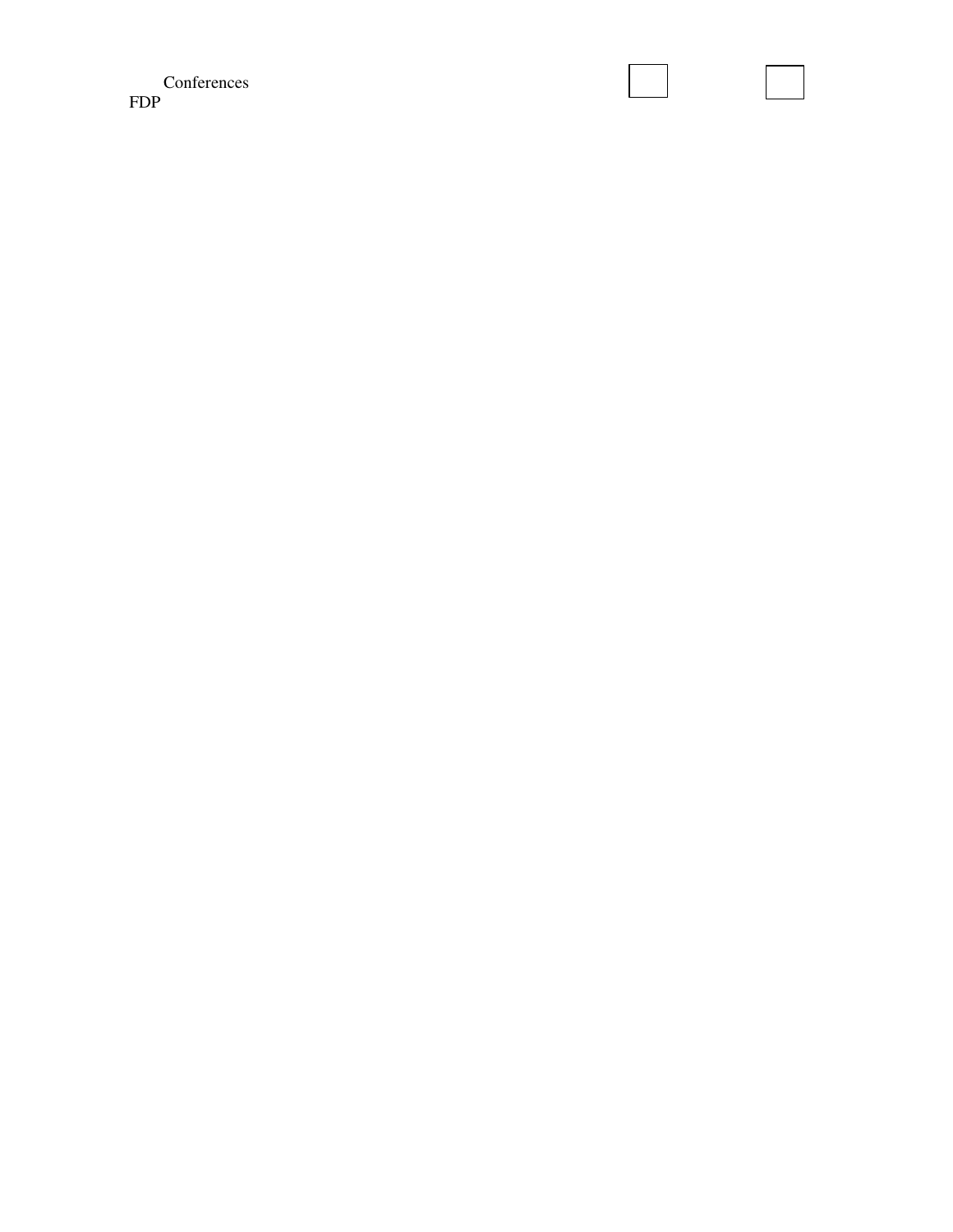Conferences
FDP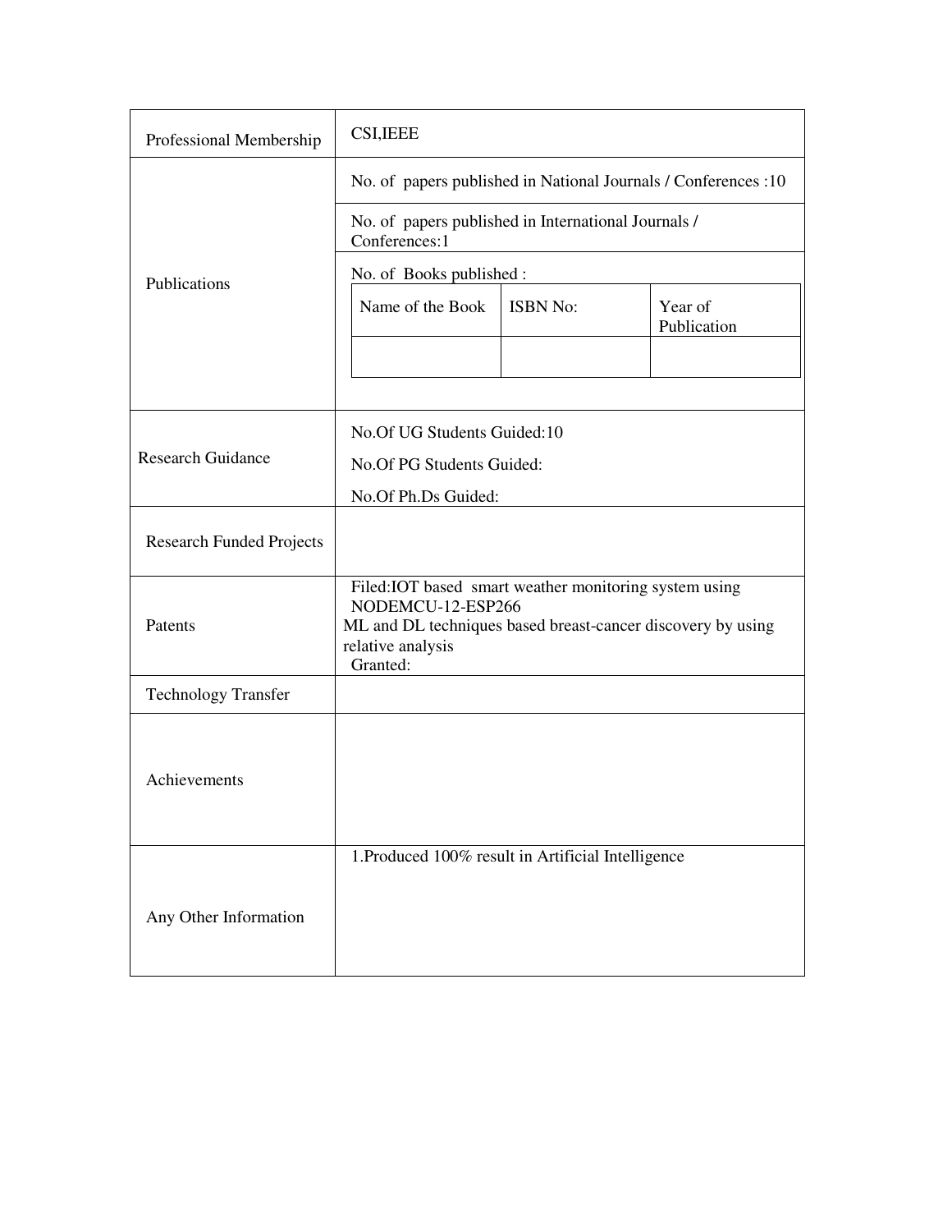| | |
|---|---|
| Professional Membership | CSI,IEEE |
| Publications | No. of papers published in National Journals / Conferences :10<br>No. of papers published in International Journals / Conferences:1<br>No. of Books published : |

| Name of the Book | ISBN No: | Year of Publication |
|---|---|---|
| | | |

| | |
|---|---|
| Research Guidance | No.Of UG Students Guided:10<br>No.Of PG Students Guided:<br>No.Of Ph.Ds Guided: |
| Research Funded Projects | |
| Patents | Filed:IOT based smart weather monitoring system using NODEMCU-12-ESP266<br>ML and DL techniques based breast-cancer discovery by using relative analysis<br>Granted: |
| Technology Transfer | |
| Achievements | |
| Any Other Information | 1.Produced 100% result in Artificial Intelligence |